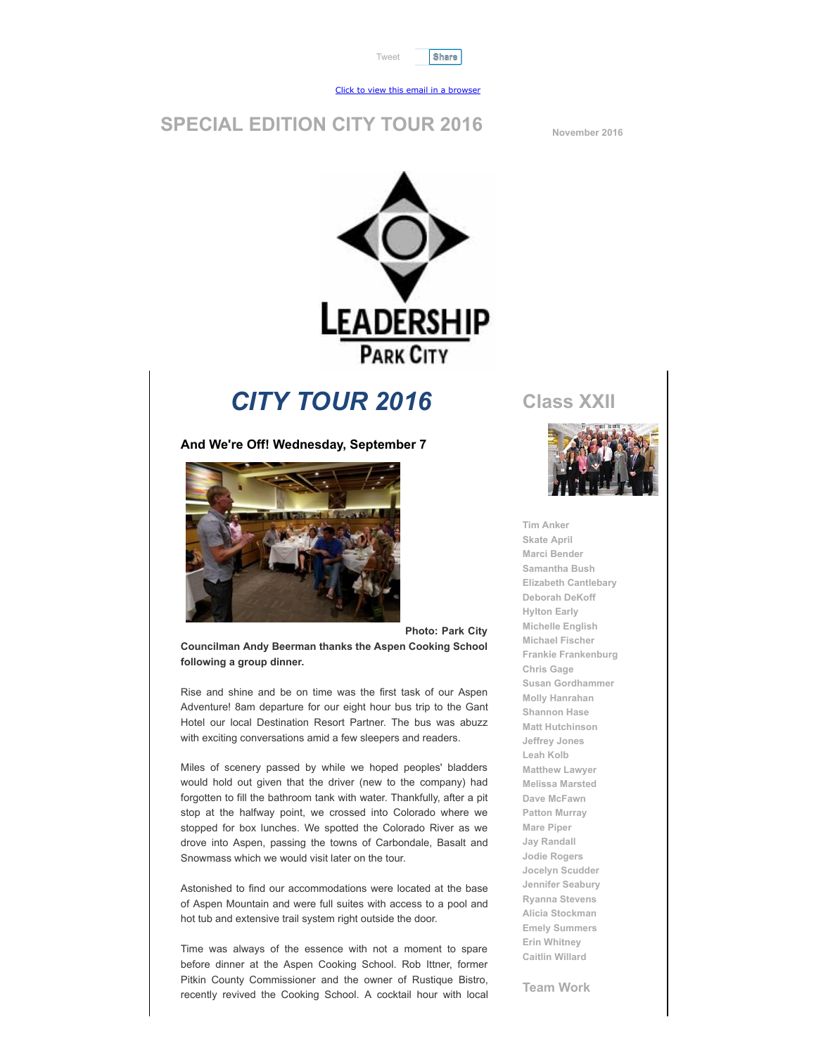Tweet Share

Click to view this email in a browser

# SPECIAL EDITION CITY TOUR 2016

November 2016

LEADERSHIP PARK CITY

## *CITY TOUR 2016*

### And We're Off! Wednesday, September 7

**Photo: Park City Councilman Andy Beerman thanks the Aspen Cooking School following a group dinner.**

Rise and shine and be on time was the first task of our Aspen Adventure! 8am departure for our eight hour bus trip to the Gant Hotel our local Destination Resort Partner. The bus was abuzz with exciting conversations amid a few sleepers and readers.

Miles of scenery passed by while we hoped peoples' bladders would hold out given that the driver (new to the company) had forgotten to fill the bathroom tank with water. Thankfully, after a pit stop at the halfway point, we crossed into Colorado where we stopped for box lunches. We spotted the Colorado River as we drove into Aspen, passing the towns of Carbondale, Basalt and Snowmass which we would visit later on the tour.

Astonished to find our accommodations were located at the base of Aspen Mountain and were full suites with access to a pool and hot tub and extensive trail system right outside the door.

Time was always of the essence with not a moment to spare before dinner at the Aspen Cooking School. Rob Ittner, former Pitkin County Commissioner and the owner of Rustique Bistro, recently revived the Cooking School. A cocktail hour with local

## Class XXII

Tim Anker
Skate April
Marci Bender
Samantha Bush
Elizabeth Cantlebary
Deborah DeKoff
Hylton Early
Michelle English
Michael Fischer
Frankie Frankenburg
Chris Gage
Susan Gordhammer
Molly Hanrahan
Shannon Hase
Matt Hutchinson
Jeffrey Jones
Leah Kolb
Matthew Lawyer
Melissa Marsted
Dave McFawn
Patton Murray
Mare Piper
Jay Randall
Jodie Rogers
Jocelyn Scudder
Jennifer Seabury
Ryanna Stevens
Alicia Stockman
Emely Summers
Erin Whitney
Caitlin Willard

## Team Work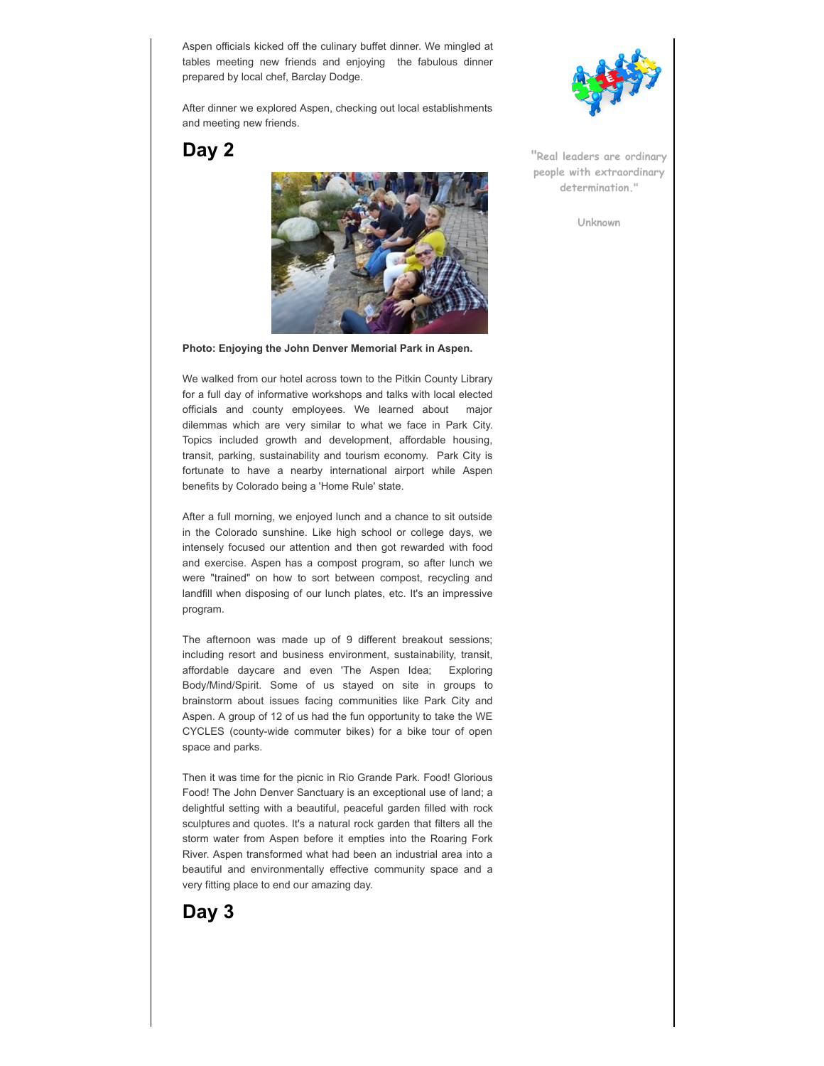Aspen officials kicked off the culinary buffet dinner. We mingled at tables meeting new friends and enjoying the fabulous dinner prepared by local chef, Barclay Dodge.

After dinner we explored Aspen, checking out local establishments and meeting new friends.

"Real leaders are ordinary people with extraordinary determination."

Unknown

## Day 2

**Photo: Enjoying the John Denver Memorial Park in Aspen.**

We walked from our hotel across town to the Pitkin County Library for a full day of informative workshops and talks with local elected officials and county employees. We learned about major dilemmas which are very similar to what we face in Park City. Topics included growth and development, affordable housing, transit, parking, sustainability and tourism economy. Park City is fortunate to have a nearby international airport while Aspen benefits by Colorado being a 'Home Rule' state.

After a full morning, we enjoyed lunch and a chance to sit outside in the Colorado sunshine. Like high school or college days, we intensely focused our attention and then got rewarded with food and exercise. Aspen has a compost program, so after lunch we were "trained" on how to sort between compost, recycling and landfill when disposing of our lunch plates, etc. It's an impressive program.

The afternoon was made up of 9 different breakout sessions; including resort and business environment, sustainability, transit, affordable daycare and even 'The Aspen Idea; Exploring Body/Mind/Spirit. Some of us stayed on site in groups to brainstorm about issues facing communities like Park City and Aspen. A group of 12 of us had the fun opportunity to take the WE CYCLES (county-wide commuter bikes) for a bike tour of open space and parks.

Then it was time for the picnic in Rio Grande Park. Food! Glorious Food! The John Denver Sanctuary is an exceptional use of land; a delightful setting with a beautiful, peaceful garden filled with rock sculptures and quotes. It's a natural rock garden that filters all the storm water from Aspen before it empties into the Roaring Fork River. Aspen transformed what had been an industrial area into a beautiful and environmentally effective community space and a very fitting place to end our amazing day.

## Day 3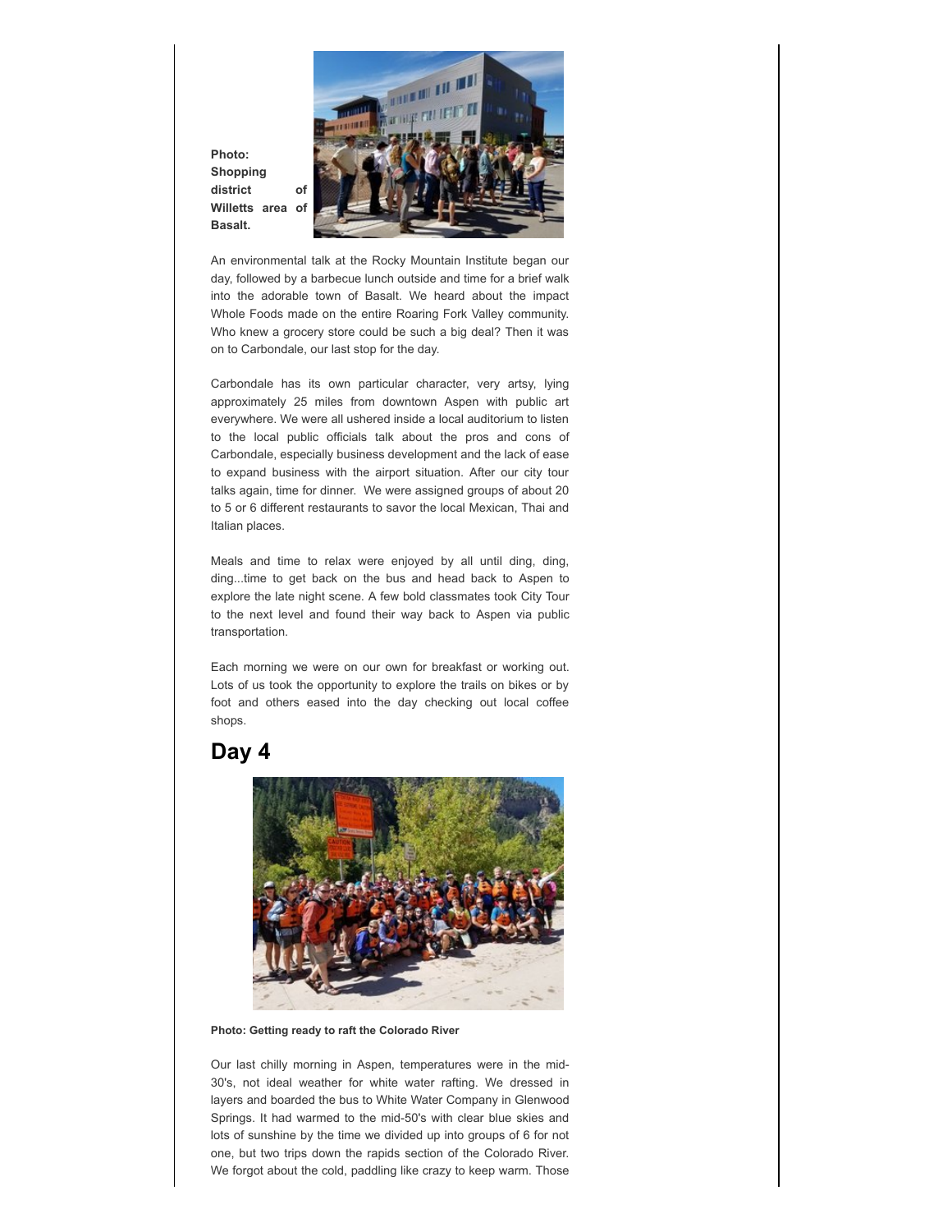**Photo: Shopping district of Willetts area of Basalt.**

An environmental talk at the Rocky Mountain Institute began our day, followed by a barbecue lunch outside and time for a brief walk into the adorable town of Basalt. We heard about the impact Whole Foods made on the entire Roaring Fork Valley community. Who knew a grocery store could be such a big deal? Then it was on to Carbondale, our last stop for the day.

Carbondale has its own particular character, very artsy, lying approximately 25 miles from downtown Aspen with public art everywhere. We were all ushered inside a local auditorium to listen to the local public officials talk about the pros and cons of Carbondale, especially business development and the lack of ease to expand business with the airport situation. After our city tour talks again, time for dinner. We were assigned groups of about 20 to 5 or 6 different restaurants to savor the local Mexican, Thai and Italian places.

Meals and time to relax were enjoyed by all until ding, ding, ding...time to get back on the bus and head back to Aspen to explore the late night scene. A few bold classmates took City Tour to the next level and found their way back to Aspen via public transportation.

Each morning we were on our own for breakfast or working out. Lots of us took the opportunity to explore the trails on bikes or by foot and others eased into the day checking out local coffee shops.

## Day 4

**Photo: Getting ready to raft the Colorado River**

Our last chilly morning in Aspen, temperatures were in the mid-30's, not ideal weather for white water rafting. We dressed in layers and boarded the bus to White Water Company in Glenwood Springs. It had warmed to the mid-50's with clear blue skies and lots of sunshine by the time we divided up into groups of 6 for not one, but two trips down the rapids section of the Colorado River. We forgot about the cold, paddling like crazy to keep warm. Those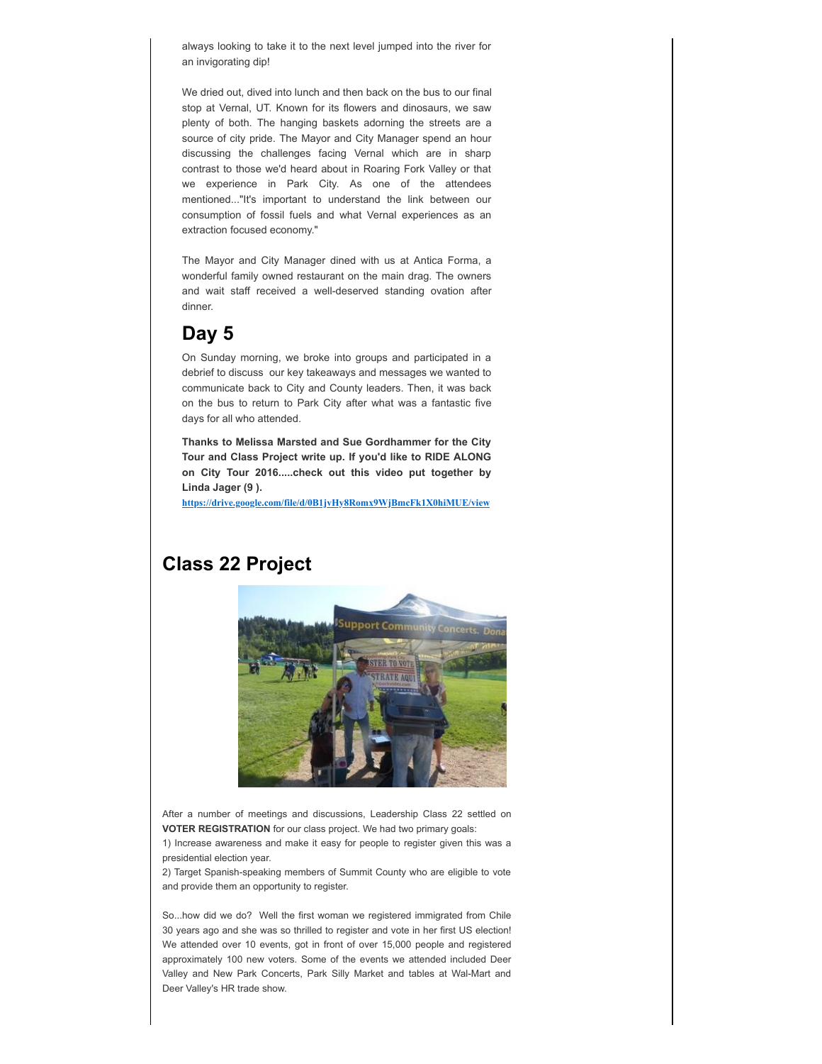always looking to take it to the next level jumped into the river for an invigorating dip!

We dried out, dived into lunch and then back on the bus to our final stop at Vernal, UT. Known for its flowers and dinosaurs, we saw plenty of both. The hanging baskets adorning the streets are a source of city pride. The Mayor and City Manager spend an hour discussing the challenges facing Vernal which are in sharp contrast to those we'd heard about in Roaring Fork Valley or that we experience in Park City. As one of the attendees mentioned..."It's important to understand the link between our consumption of fossil fuels and what Vernal experiences as an extraction focused economy."

The Mayor and City Manager dined with us at Antica Forma, a wonderful family owned restaurant on the main drag. The owners and wait staff received a well-deserved standing ovation after dinner.

## Day 5

On Sunday morning, we broke into groups and participated in a debrief to discuss our key takeaways and messages we wanted to communicate back to City and County leaders. Then, it was back on the bus to return to Park City after what was a fantastic five days for all who attended.

**Thanks to Melissa Marsted and Sue Gordhammer for the City Tour and Class Project write up. If you'd like to RIDE ALONG on City Tour 2016.....check out this video put together by Linda Jager (9 ).**

https://drive.google.com/file/d/0B1jvHy8Romx9WjBmcFk1X0hiMUE/view

## Class 22 Project

After a number of meetings and discussions, Leadership Class 22 settled on **VOTER REGISTRATION** for our class project. We had two primary goals:

1) Increase awareness and make it easy for people to register given this was a presidential election year.

2) Target Spanish-speaking members of Summit County who are eligible to vote and provide them an opportunity to register.

So...how did we do? Well the first woman we registered immigrated from Chile 30 years ago and she was so thrilled to register and vote in her first US election! We attended over 10 events, got in front of over 15,000 people and registered approximately 100 new voters. Some of the events we attended included Deer Valley and New Park Concerts, Park Silly Market and tables at Wal-Mart and Deer Valley's HR trade show.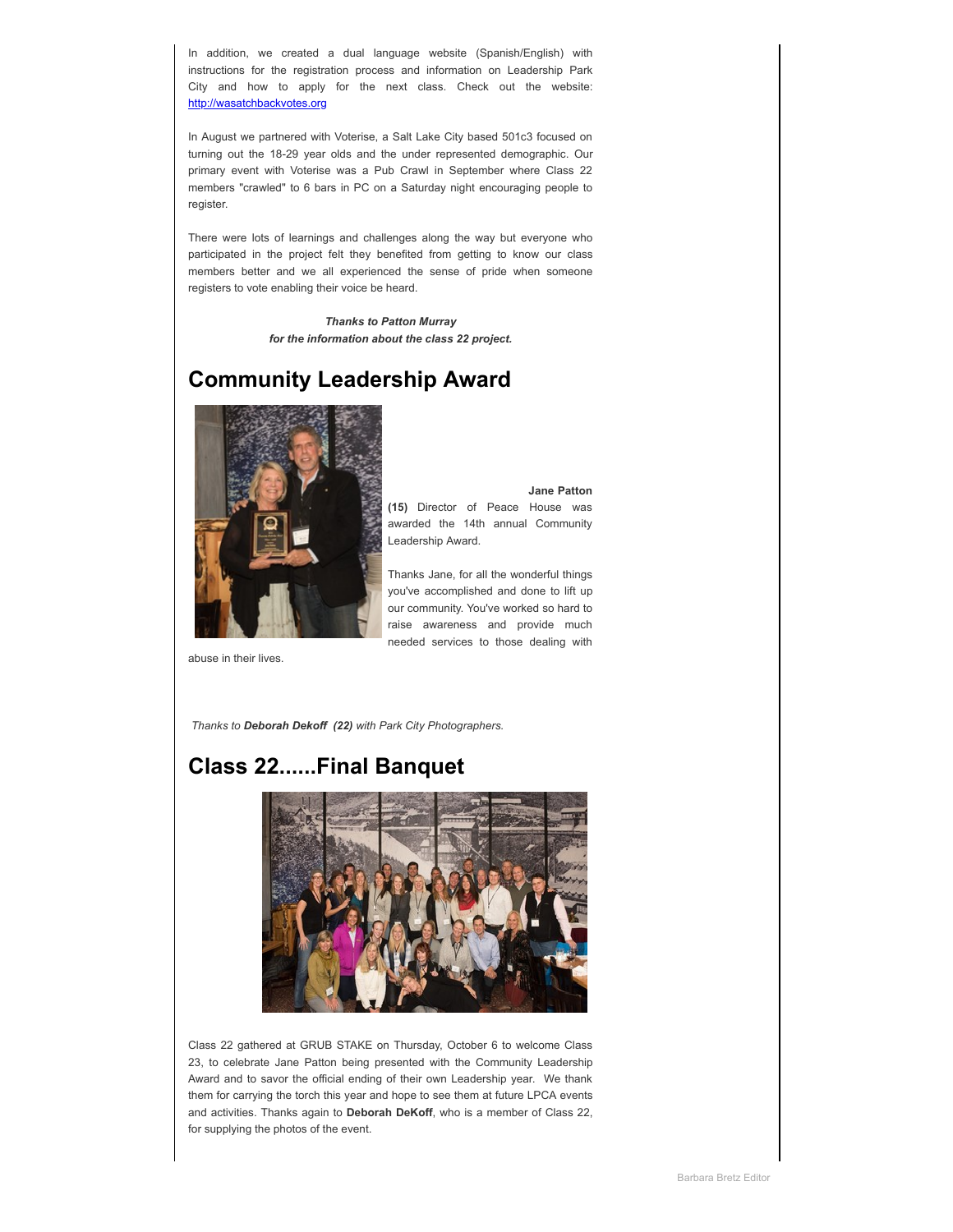In addition, we created a dual language website (Spanish/English) with instructions for the registration process and information on Leadership Park City and how to apply for the next class. Check out the website: http://wasatchbackvotes.org

In August we partnered with Voterise, a Salt Lake City based 501c3 focused on turning out the 18-29 year olds and the under represented demographic. Our primary event with Voterise was a Pub Crawl in September where Class 22 members "crawled" to 6 bars in PC on a Saturday night encouraging people to register.

There were lots of learnings and challenges along the way but everyone who participated in the project felt they benefited from getting to know our class members better and we all experienced the sense of pride when someone registers to vote enabling their voice be heard.

***Thanks to Patton Murray***
***for the information about the class 22 project.***

## Community Leadership Award

**Jane Patton (15)** Director of Peace House was awarded the 14th annual Community Leadership Award.

Thanks Jane, for all the wonderful things you've accomplished and done to lift up our community. You've worked so hard to raise awareness and provide much needed services to those dealing with abuse in their lives.

*Thanks to **Deborah Dekoff (22)** with Park City Photographers.*

## Class 22......Final Banquet

Class 22 gathered at GRUB STAKE on Thursday, October 6 to welcome Class 23, to celebrate Jane Patton being presented with the Community Leadership Award and to savor the official ending of their own Leadership year. We thank them for carrying the torch this year and hope to see them at future LPCA events and activities. Thanks again to **Deborah DeKoff**, who is a member of Class 22, for supplying the photos of the event.

Barbara Bretz Editor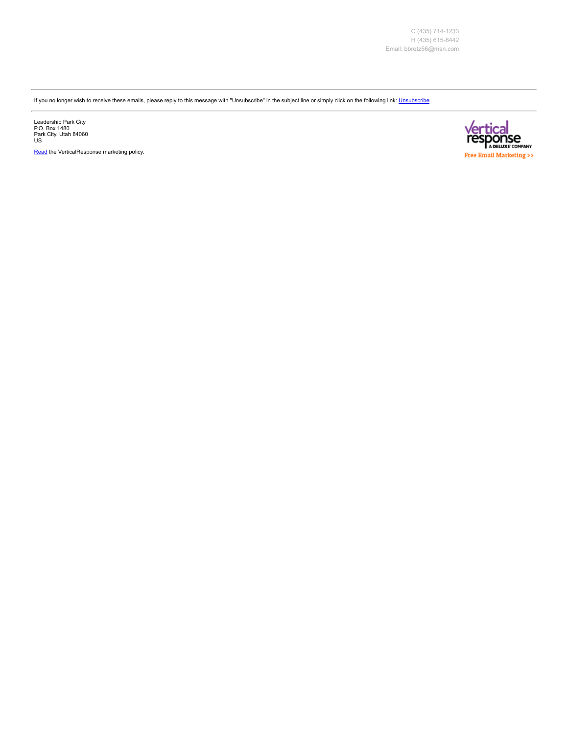C (435) 714-1233
H (435) 615-8442
Email: bbretz56@msn.com

---

If you no longer wish to receive these emails, please reply to this message with "Unsubscribe" in the subject line or simply click on the following link: Unsubscribe

---

Leadership Park City
P.O. Box 1480
Park City, Utah 84060
US

Read the VerticalResponse marketing policy.

Vertical response A DELUXE COMPANY
Free Email Marketing >>